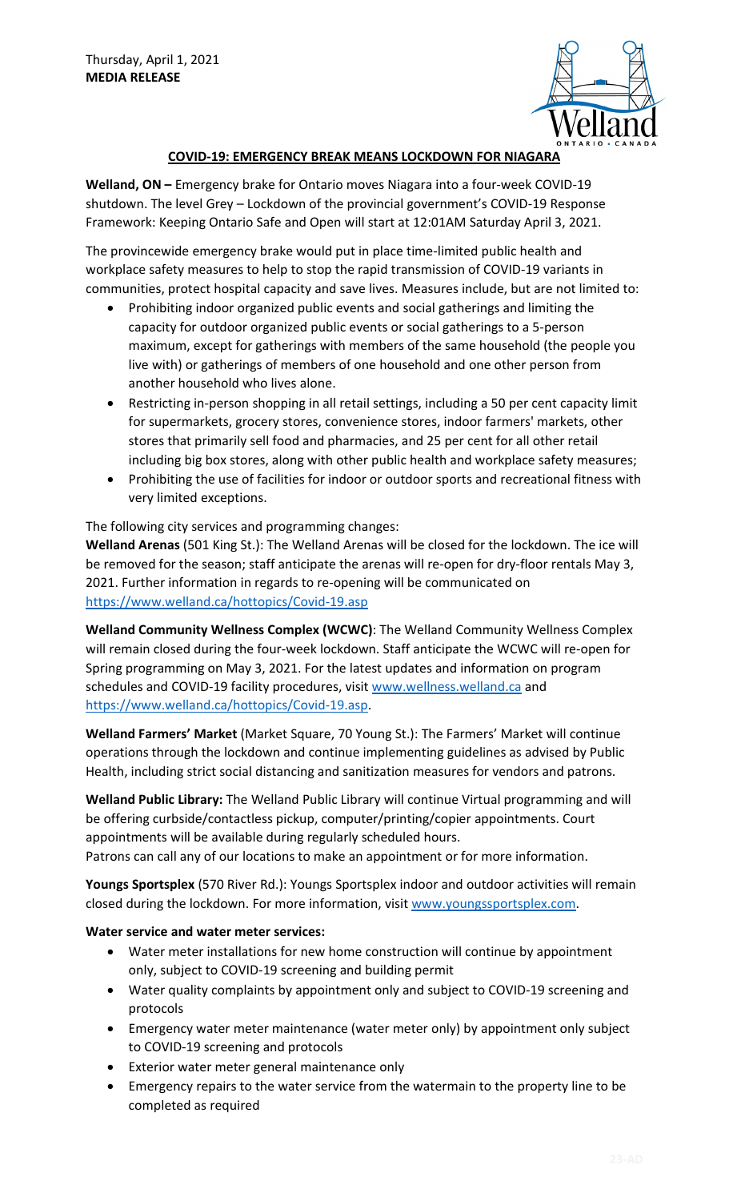Thursday, April 1, 2021
**MEDIA RELEASE**

## COVID-19: EMERGENCY BREAK MEANS LOCKDOWN FOR NIAGARA

**Welland, ON –** Emergency brake for Ontario moves Niagara into a four-week COVID-19 shutdown. The level Grey – Lockdown of the provincial government's COVID-19 Response Framework: Keeping Ontario Safe and Open will start at 12:01AM Saturday April 3, 2021.

The provincewide emergency brake would put in place time-limited public health and workplace safety measures to help to stop the rapid transmission of COVID-19 variants in communities, protect hospital capacity and save lives. Measures include, but are not limited to:

- Prohibiting indoor organized public events and social gatherings and limiting the capacity for outdoor organized public events or social gatherings to a 5-person maximum, except for gatherings with members of the same household (the people you live with) or gatherings of members of one household and one other person from another household who lives alone.
- Restricting in-person shopping in all retail settings, including a 50 per cent capacity limit for supermarkets, grocery stores, convenience stores, indoor farmers' markets, other stores that primarily sell food and pharmacies, and 25 per cent for all other retail including big box stores, along with other public health and workplace safety measures;
- Prohibiting the use of facilities for indoor or outdoor sports and recreational fitness with very limited exceptions.

The following city services and programming changes:

**Welland Arenas** (501 King St.): The Welland Arenas will be closed for the lockdown. The ice will be removed for the season; staff anticipate the arenas will re-open for dry-floor rentals May 3, 2021. Further information in regards to re-opening will be communicated on https://www.welland.ca/hottopics/Covid-19.asp

**Welland Community Wellness Complex (WCWC)**: The Welland Community Wellness Complex will remain closed during the four-week lockdown. Staff anticipate the WCWC will re-open for Spring programming on May 3, 2021. For the latest updates and information on program schedules and COVID-19 facility procedures, visit www.wellness.welland.ca and https://www.welland.ca/hottopics/Covid-19.asp.

**Welland Farmers' Market** (Market Square, 70 Young St.): The Farmers' Market will continue operations through the lockdown and continue implementing guidelines as advised by Public Health, including strict social distancing and sanitization measures for vendors and patrons.

**Welland Public Library:** The Welland Public Library will continue Virtual programming and will be offering curbside/contactless pickup, computer/printing/copier appointments. Court appointments will be available during regularly scheduled hours.
Patrons can call any of our locations to make an appointment or for more information.

**Youngs Sportsplex** (570 River Rd.): Youngs Sportsplex indoor and outdoor activities will remain closed during the lockdown. For more information, visit www.youngssportsplex.com.

**Water service and water meter services:**

- Water meter installations for new home construction will continue by appointment only, subject to COVID-19 screening and building permit
- Water quality complaints by appointment only and subject to COVID-19 screening and protocols
- Emergency water meter maintenance (water meter only) by appointment only subject to COVID-19 screening and protocols
- Exterior water meter general maintenance only
- Emergency repairs to the water service from the watermain to the property line to be completed as required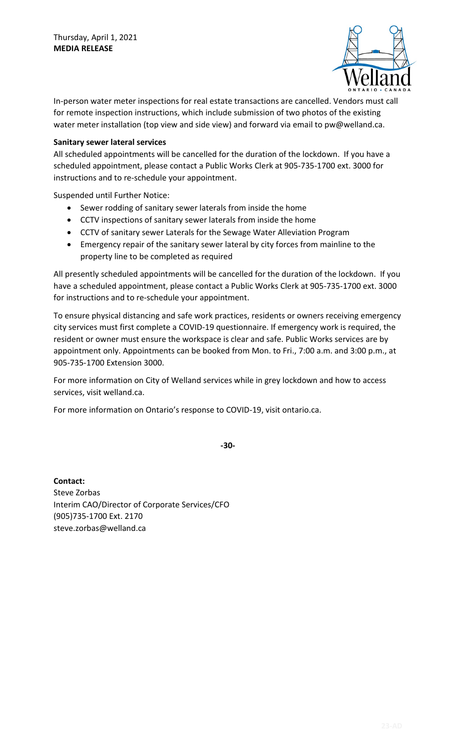Thursday, April 1, 2021
**MEDIA RELEASE**

In-person water meter inspections for real estate transactions are cancelled. Vendors must call for remote inspection instructions, which include submission of two photos of the existing water meter installation (top view and side view) and forward via email to pw@welland.ca.

**Sanitary sewer lateral services**

All scheduled appointments will be cancelled for the duration of the lockdown. If you have a scheduled appointment, please contact a Public Works Clerk at 905-735-1700 ext. 3000 for instructions and to re-schedule your appointment.

Suspended until Further Notice:

- Sewer rodding of sanitary sewer laterals from inside the home
- CCTV inspections of sanitary sewer laterals from inside the home
- CCTV of sanitary sewer Laterals for the Sewage Water Alleviation Program
- Emergency repair of the sanitary sewer lateral by city forces from mainline to the property line to be completed as required

All presently scheduled appointments will be cancelled for the duration of the lockdown. If you have a scheduled appointment, please contact a Public Works Clerk at 905-735-1700 ext. 3000 for instructions and to re-schedule your appointment.

To ensure physical distancing and safe work practices, residents or owners receiving emergency city services must first complete a COVID-19 questionnaire. If emergency work is required, the resident or owner must ensure the workspace is clear and safe. Public Works services are by appointment only. Appointments can be booked from Mon. to Fri., 7:00 a.m. and 3:00 p.m., at 905-735-1700 Extension 3000.

For more information on City of Welland services while in grey lockdown and how to access services, visit welland.ca.

For more information on Ontario's response to COVID-19, visit ontario.ca.

**-30-**

**Contact:**
Steve Zorbas
Interim CAO/Director of Corporate Services/CFO
(905)735-1700 Ext. 2170
steve.zorbas@welland.ca